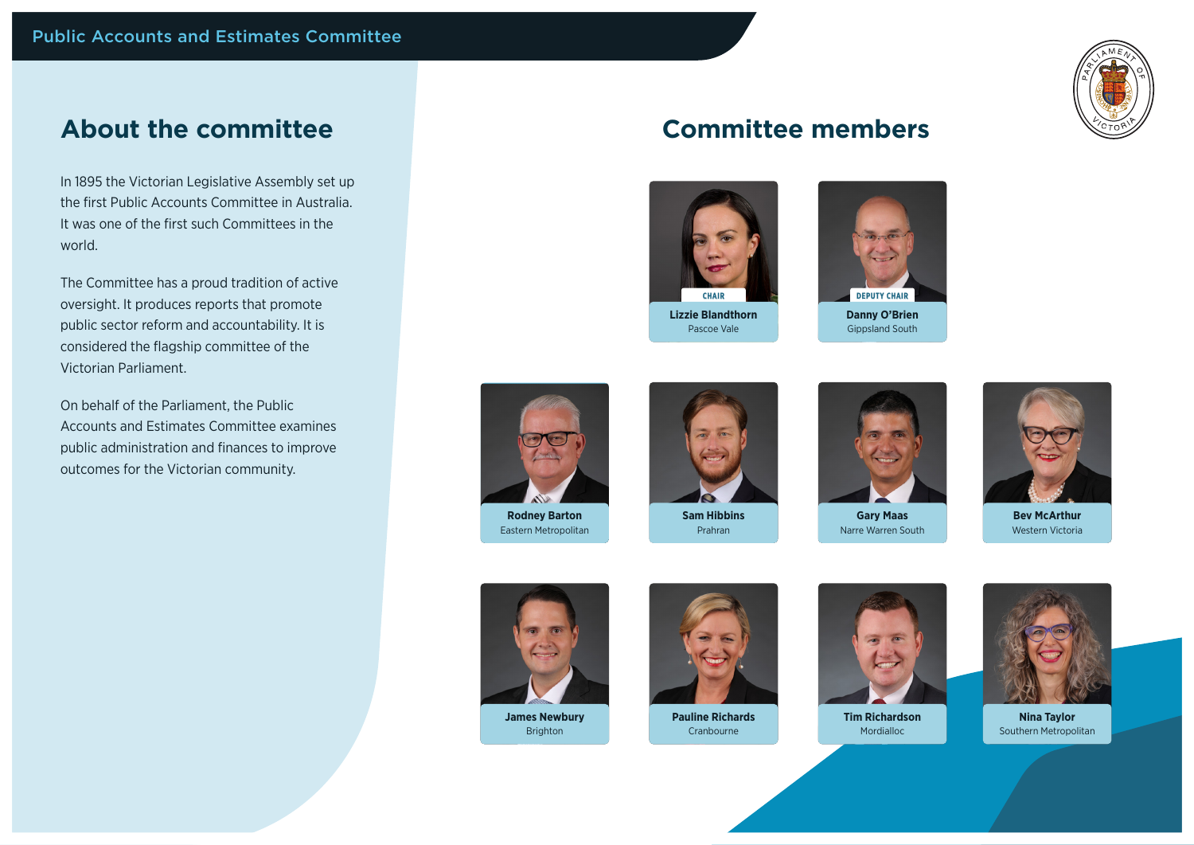Public Accounts and Estimates Committee

## About the committee

In 1895 the Victorian Legislative Assembly set up the first Public Accounts Committee in Australia. It was one of the first such Committees in the world.

The Committee has a proud tradition of active oversight. It produces reports that promote public sector reform and accountability. It is considered the flagship committee of the Victorian Parliament.

On behalf of the Parliament, the Public Accounts and Estimates Committee examines public administration and finances to improve outcomes for the Victorian community.

## Committee members

CHAIR
**Lizzie Blandthorn**
Pascoe Vale

DEPUTY CHAIR
**Danny O'Brien**
Gippsland South

**Rodney Barton**
Eastern Metropolitan

**Sam Hibbins**
Prahran

**Gary Maas**
Narre Warren South

**Bev McArthur**
Western Victoria

**James Newbury**
Brighton

**Pauline Richards**
Cranbourne

**Tim Richardson**
Mordialloc

**Nina Taylor**
Southern Metropolitan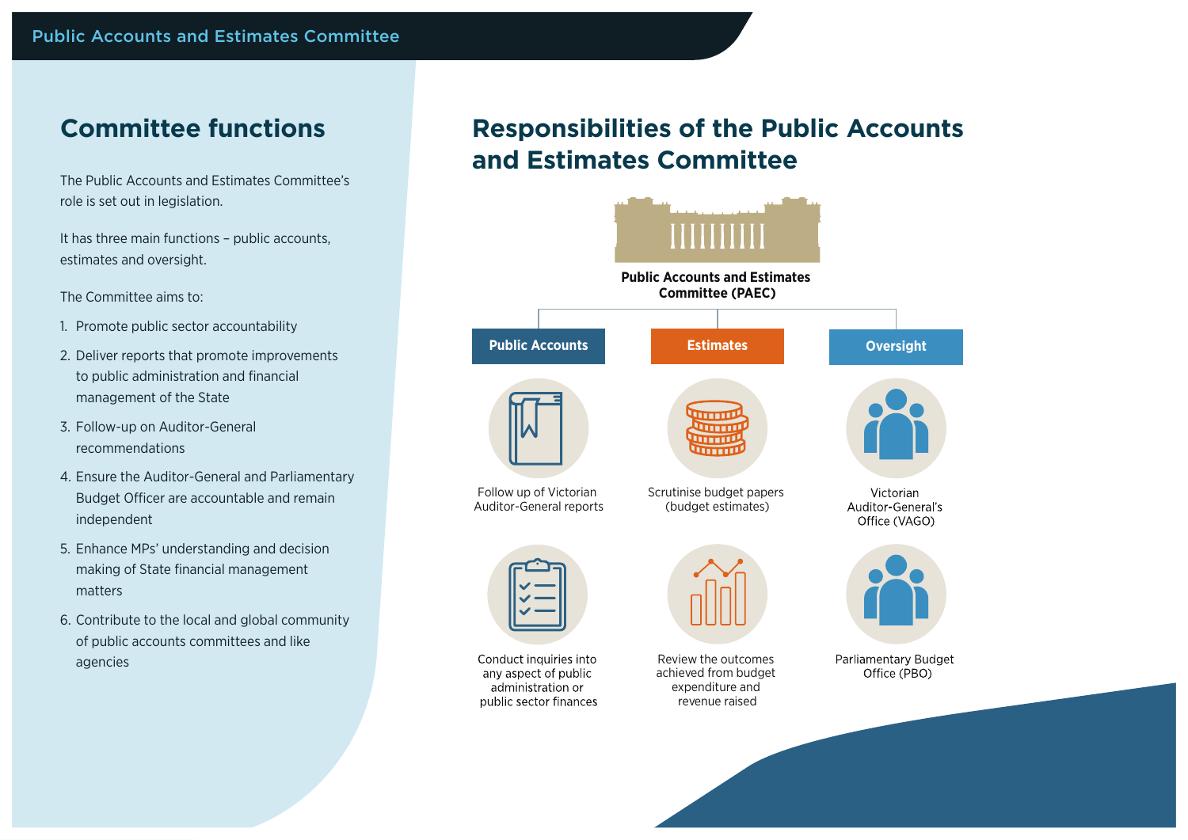# Committee functions

The Public Accounts and Estimates Committee's role is set out in legislation.

It has three main functions – public accounts, estimates and oversight.

The Committee aims to:

1. Promote public sector accountability
2. Deliver reports that promote improvements to public administration and financial management of the State
3. Follow-up on Auditor-General recommendations
4. Ensure the Auditor-General and Parliamentary Budget Officer are accountable and remain independent
5. Enhance MPs' understanding and decision making of State financial management matters
6. Contribute to the local and global community of public accounts committees and like agencies

# Responsibilities of the Public Accounts and Estimates Committee

**Public Accounts and Estimates Committee (PAEC)**

**Public Accounts**

- Follow up of Victorian Auditor-General reports
- Conduct inquiries into any aspect of public administration or public sector finances

**Estimates**

- Scrutinise budget papers (budget estimates)
- Review the outcomes achieved from budget expenditure and revenue raised

**Oversight**

- Victorian Auditor-General's Office (VAGO)
- Parliamentary Budget Office (PBO)